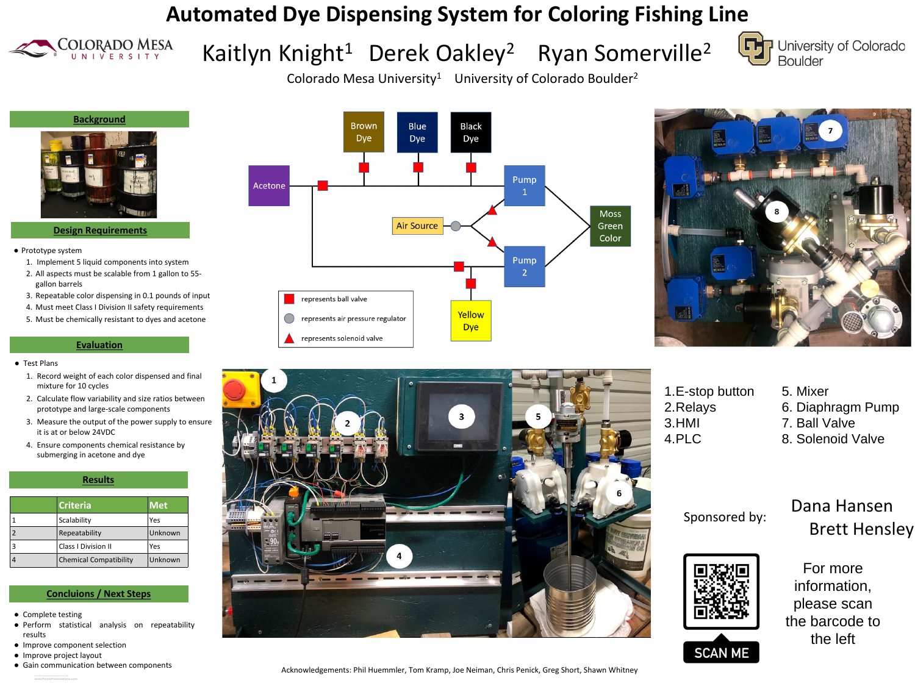# Automated Dye Dispensing System for Coloring Fishing Line

Kaitlyn Knight[1] Derek Oakley[2] Ryan Somerville[2]

Colorado Mesa University[1] University of Colorado Boulder[2]

## Background

## Design Requirements

- Prototype system
  1. Implement 5 liquid components into system
  2. All aspects must be scalable from 1 gallon to 55-gallon barrels
  3. Repeatable color dispensing in 0.1 pounds of input
  4. Must meet Class I Division II safety requirements
  5. Must be chemically resistant to dyes and acetone

## Evaluation

- Test Plans
  1. Record weight of each color dispensed and final mixture for 10 cycles
  2. Calculate flow variability and size ratios between prototype and large-scale components
  3. Measure the output of the power supply to ensure it is at or below 24VDC
  4. Ensure components chemical resistance by submerging in acetone and dye

## Results

| | Criteria | Met |
|---|---|---|
| 1 | Scalability | Yes |
| 2 | Repeatability | Unknown |
| 3 | Class I Division II | Yes |
| 4 | Chemical Compatibility | Unknown |

## Concluions / Next Steps

- Complete testing
- Perform statistical analysis on repeatability results
- Improve component selection
- Improve project layout
- Gain communication between components

Brown Dye, Blue Dye, Black Dye, Acetone, Air Source, Pump 1, Pump 2, Moss Green Color, Yellow Dye

- represents ball valve
- represents air pressure regulator
- represents solenoid valve

1. E-stop button
2. Relays
3. HMI
4. PLC
5. Mixer
6. Diaphragm Pump
7. Ball Valve
8. Solenoid Valve

Sponsored by: Dana Hansen, Brett Hensley

SCAN ME

For more information, please scan the barcode to the left

Acknowledgements: Phil Huemmler, Tom Kramp, Joe Neiman, Chris Penick, Greg Short, Shawn Whitney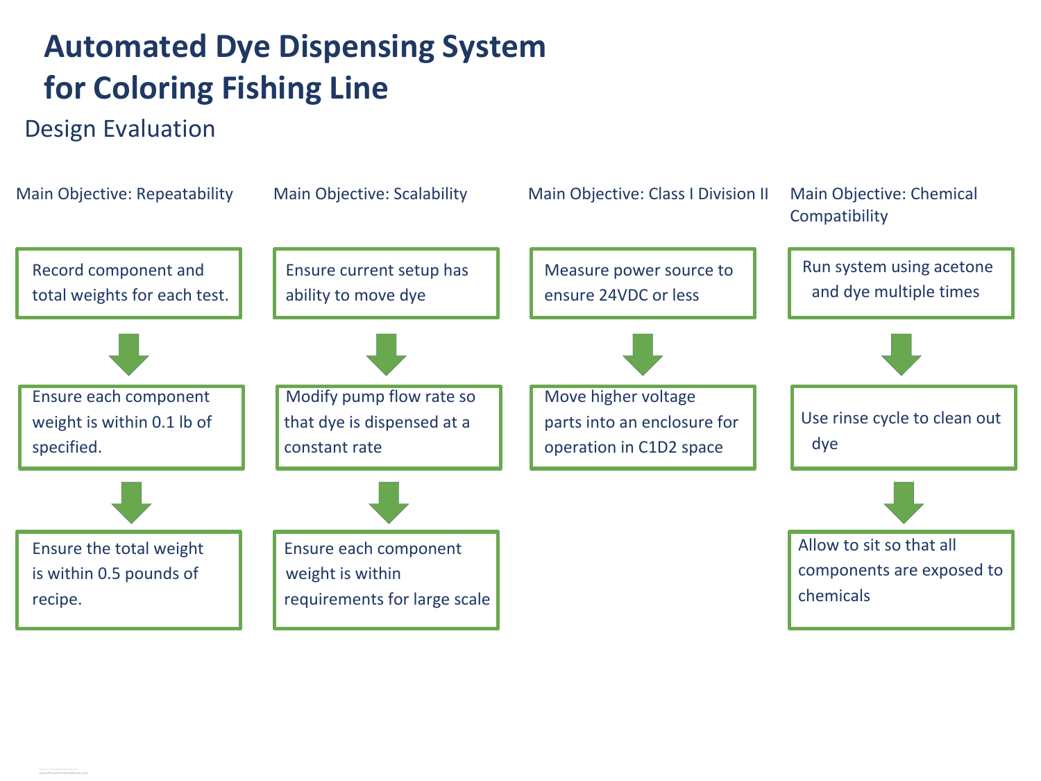# Automated Dye Dispensing System for Coloring Fishing Line

## Design Evaluation

### Main Objective: Repeatability

1. Record component and total weights for each test.
2. Ensure each component weight is within 0.1 lb of specified.
3. Ensure the total weight is within 0.5 pounds of recipe.

### Main Objective: Scalability

1. Ensure current setup has ability to move dye
2. Modify pump flow rate so that dye is dispensed at a constant rate
3. Ensure each component weight is within requirements for large scale

### Main Objective: Class I Division II

1. Measure power source to ensure 24VDC or less
2. Move higher voltage parts into an enclosure for operation in C1D2 space

### Main Objective: Chemical Compatibility

1. Run system using acetone and dye multiple times
2. Use rinse cycle to clean out dye
3. Allow to sit so that all components are exposed to chemicals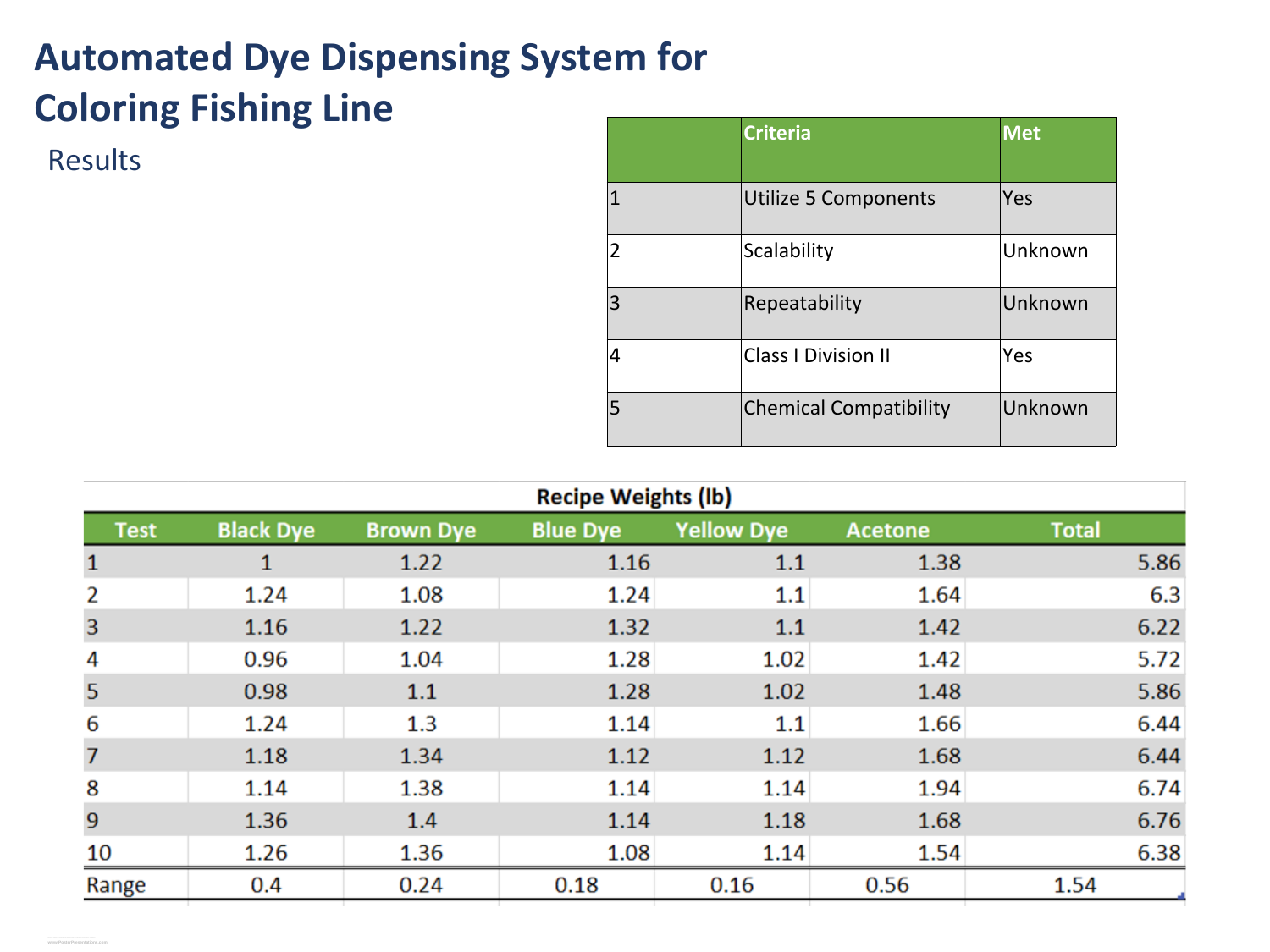# Automated Dye Dispensing System for Coloring Fishing Line

## Results

| | Criteria | Met |
|---|---|---|
| 1 | Utilize 5 Components | Yes |
| 2 | Scalability | Unknown |
| 3 | Repeatability | Unknown |
| 4 | Class I Division II | Yes |
| 5 | Chemical Compatibility | Unknown |

**Recipe Weights (lb)**

| Test | Black Dye | Brown Dye | Blue Dye | Yellow Dye | Acetone | Total |
|---|---|---|---|---|---|---|
| 1 | 1 | 1.22 | 1.16 | 1.1 | 1.38 | 5.86 |
| 2 | 1.24 | 1.08 | 1.24 | 1.1 | 1.64 | 6.3 |
| 3 | 1.16 | 1.22 | 1.32 | 1.1 | 1.42 | 6.22 |
| 4 | 0.96 | 1.04 | 1.28 | 1.02 | 1.42 | 5.72 |
| 5 | 0.98 | 1.1 | 1.28 | 1.02 | 1.48 | 5.86 |
| 6 | 1.24 | 1.3 | 1.14 | 1.1 | 1.66 | 6.44 |
| 7 | 1.18 | 1.34 | 1.12 | 1.12 | 1.68 | 6.44 |
| 8 | 1.14 | 1.38 | 1.14 | 1.14 | 1.94 | 6.74 |
| 9 | 1.36 | 1.4 | 1.14 | 1.18 | 1.68 | 6.76 |
| 10 | 1.26 | 1.36 | 1.08 | 1.14 | 1.54 | 6.38 |
| Range | 0.4 | 0.24 | 0.18 | 0.16 | 0.56 | 1.54 |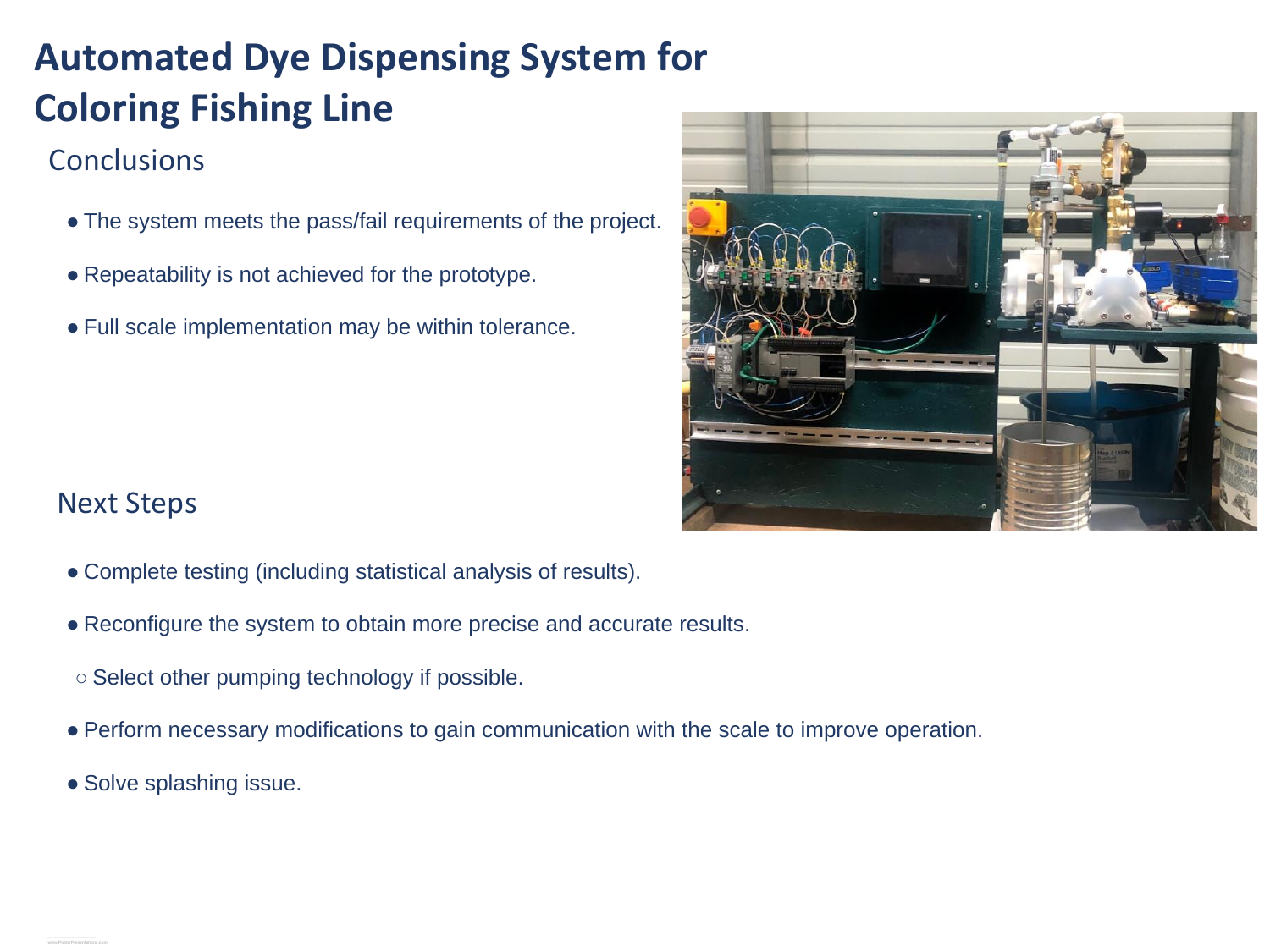# Automated Dye Dispensing System for Coloring Fishing Line

## Conclusions

- The system meets the pass/fail requirements of the project.
- Repeatability is not achieved for the prototype.
- Full scale implementation may be within tolerance.

## Next Steps

- Complete testing (including statistical analysis of results).
- Reconfigure the system to obtain more precise and accurate results.
  - Select other pumping technology if possible.
- Perform necessary modifications to gain communication with the scale to improve operation.
- Solve splashing issue.